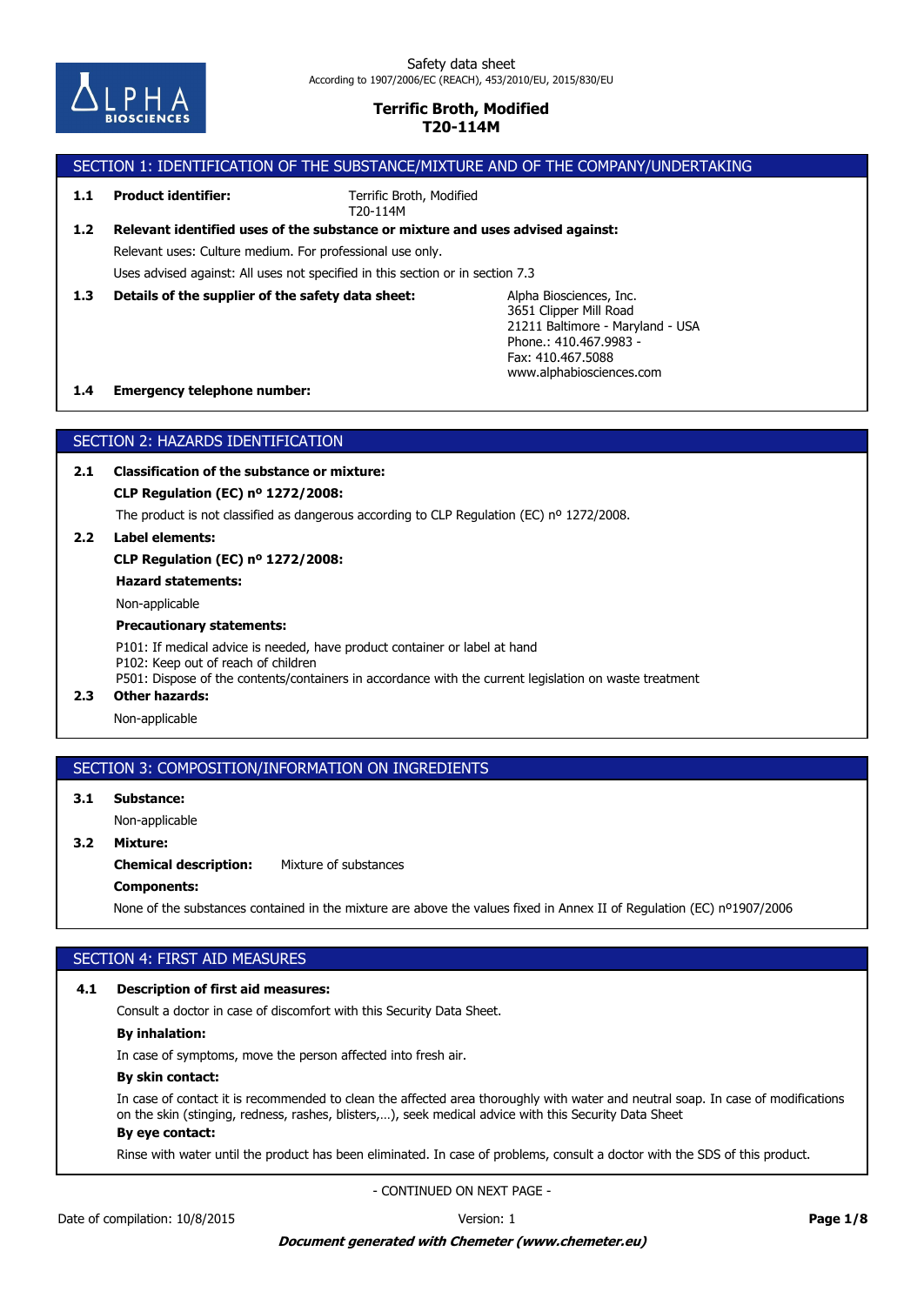Safety data sheet
According to 1907/2006/EC (REACH), 453/2010/EU, 2015/830/EU

**Terrific Broth, Modified**
**T20-114M**

## SECTION 1: IDENTIFICATION OF THE SUBSTANCE/MIXTURE AND OF THE COMPANY/UNDERTAKING

**1.1 Product identifier:** Terrific Broth, Modified
T20-114M

**1.2 Relevant identified uses of the substance or mixture and uses advised against:**

Relevant uses: Culture medium. For professional use only.

Uses advised against: All uses not specified in this section or in section 7.3

**1.3 Details of the supplier of the safety data sheet:**

Alpha Biosciences, Inc.
3651 Clipper Mill Road
21211 Baltimore - Maryland - USA
Phone.: 410.467.9983 -
Fax: 410.467.5088
www.alphabiosciences.com

**1.4 Emergency telephone number:**

## SECTION 2: HAZARDS IDENTIFICATION

**2.1 Classification of the substance or mixture:**

**CLP Regulation (EC) nº 1272/2008:**

The product is not classified as dangerous according to CLP Regulation (EC) nº 1272/2008.

**2.2 Label elements:**

**CLP Regulation (EC) nº 1272/2008:**

**Hazard statements:**

Non-applicable

**Precautionary statements:**

P101: If medical advice is needed, have product container or label at hand
P102: Keep out of reach of children
P501: Dispose of the contents/containers in accordance with the current legislation on waste treatment

**2.3 Other hazards:**

Non-applicable

## SECTION 3: COMPOSITION/INFORMATION ON INGREDIENTS

**3.1 Substance:**

Non-applicable

**3.2 Mixture:**

**Chemical description:** Mixture of substances

**Components:**

None of the substances contained in the mixture are above the values fixed in Annex II of Regulation (EC) nº1907/2006

## SECTION 4: FIRST AID MEASURES

**4.1 Description of first aid measures:**

Consult a doctor in case of discomfort with this Security Data Sheet.

**By inhalation:**

In case of symptoms, move the person affected into fresh air.

**By skin contact:**

In case of contact it is recommended to clean the affected area thoroughly with water and neutral soap. In case of modifications on the skin (stinging, redness, rashes, blisters,…), seek medical advice with this Security Data Sheet

**By eye contact:**

Rinse with water until the product has been eliminated. In case of problems, consult a doctor with the SDS of this product.

- CONTINUED ON NEXT PAGE -

Date of compilation: 10/8/2015 Version: 1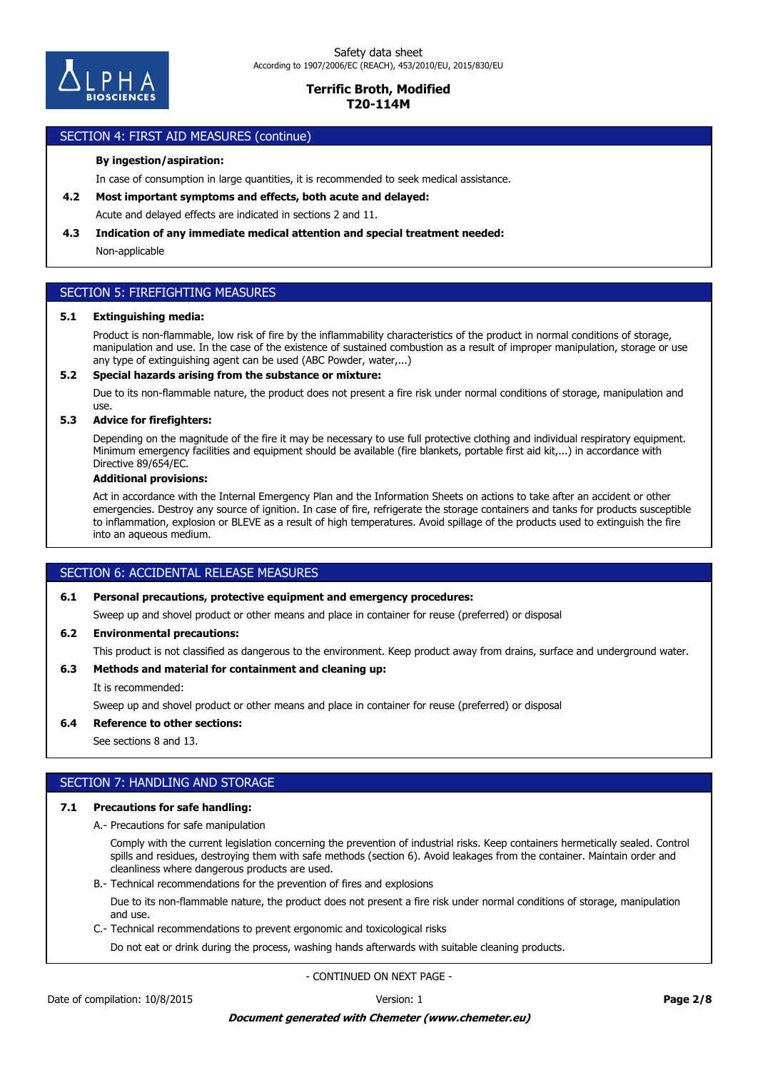## SECTION 4: FIRST AID MEASURES (continue)

**By ingestion/aspiration:**

In case of consumption in large quantities, it is recommended to seek medical assistance.

**4.2 Most important symptoms and effects, both acute and delayed:**

Acute and delayed effects are indicated in sections 2 and 11.

**4.3 Indication of any immediate medical attention and special treatment needed:**

Non-applicable

## SECTION 5: FIREFIGHTING MEASURES

**5.1 Extinguishing media:**

Product is non-flammable, low risk of fire by the inflammability characteristics of the product in normal conditions of storage, manipulation and use. In the case of the existence of sustained combustion as a result of improper manipulation, storage or use any type of extinguishing agent can be used (ABC Powder, water,...)

**5.2 Special hazards arising from the substance or mixture:**

Due to its non-flammable nature, the product does not present a fire risk under normal conditions of storage, manipulation and use.

**5.3 Advice for firefighters:**

Depending on the magnitude of the fire it may be necessary to use full protective clothing and individual respiratory equipment. Minimum emergency facilities and equipment should be available (fire blankets, portable first aid kit,...) in accordance with Directive 89/654/EC.

**Additional provisions:**

Act in accordance with the Internal Emergency Plan and the Information Sheets on actions to take after an accident or other emergencies. Destroy any source of ignition. In case of fire, refrigerate the storage containers and tanks for products susceptible to inflammation, explosion or BLEVE as a result of high temperatures. Avoid spillage of the products used to extinguish the fire into an aqueous medium.

## SECTION 6: ACCIDENTAL RELEASE MEASURES

**6.1 Personal precautions, protective equipment and emergency procedures:**

Sweep up and shovel product or other means and place in container for reuse (preferred) or disposal

**6.2 Environmental precautions:**

This product is not classified as dangerous to the environment. Keep product away from drains, surface and underground water.

**6.3 Methods and material for containment and cleaning up:**

It is recommended:

Sweep up and shovel product or other means and place in container for reuse (preferred) or disposal

**6.4 Reference to other sections:**

See sections 8 and 13.

## SECTION 7: HANDLING AND STORAGE

**7.1 Precautions for safe handling:**

A.- Precautions for safe manipulation

Comply with the current legislation concerning the prevention of industrial risks. Keep containers hermetically sealed. Control spills and residues, destroying them with safe methods (section 6). Avoid leakages from the container. Maintain order and cleanliness where dangerous products are used.

B.- Technical recommendations for the prevention of fires and explosions

Due to its non-flammable nature, the product does not present a fire risk under normal conditions of storage, manipulation and use.

C.- Technical recommendations to prevent ergonomic and toxicological risks

Do not eat or drink during the process, washing hands afterwards with suitable cleaning products.

- CONTINUED ON NEXT PAGE -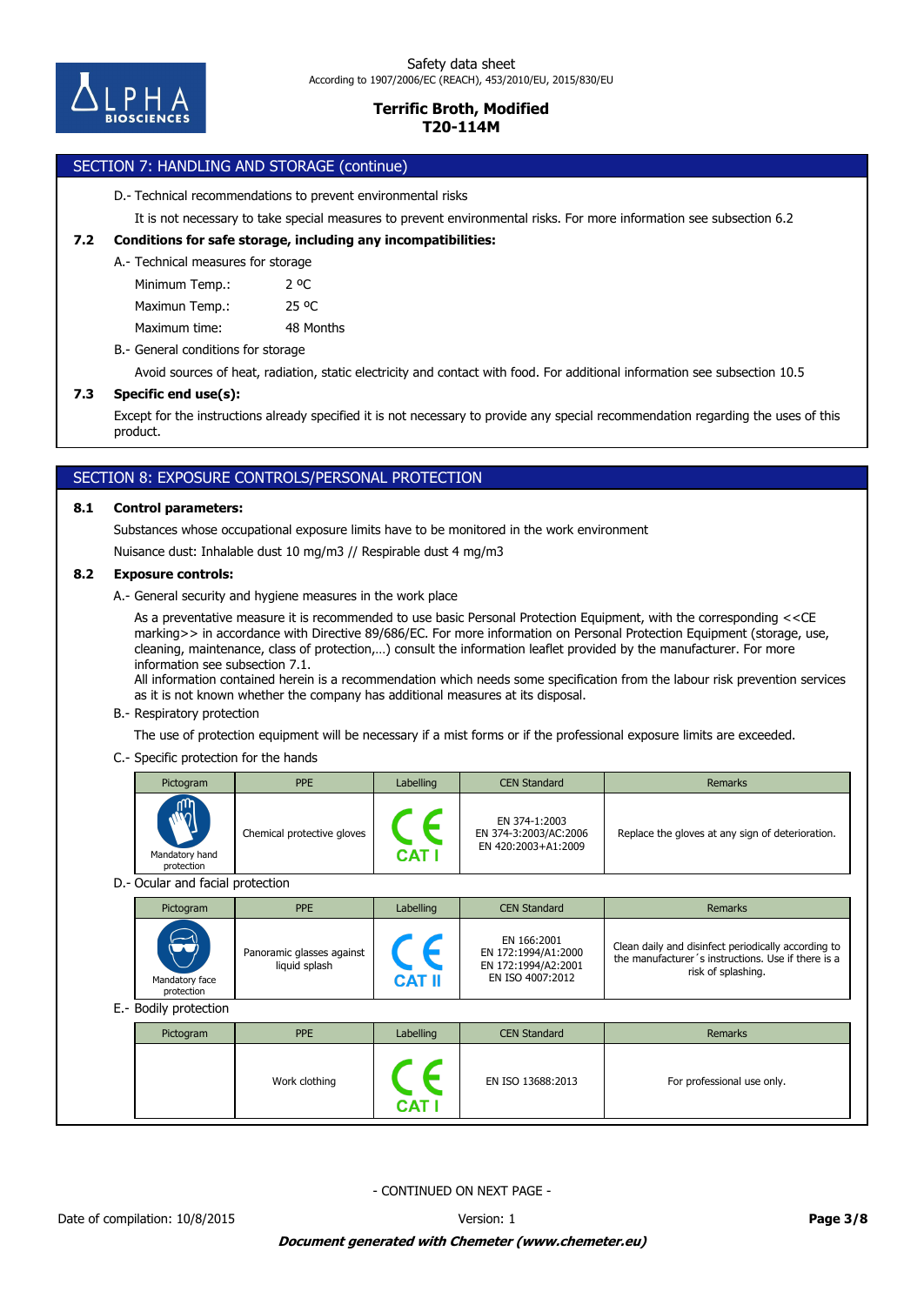## SECTION 7: HANDLING AND STORAGE (continue)

D.- Technical recommendations to prevent environmental risks

It is not necessary to take special measures to prevent environmental risks. For more information see subsection 6.2

**7.2 Conditions for safe storage, including any incompatibilities:**

A.- Technical measures for storage

| | |
|---|---|
| Minimum Temp.: | 2 ºC |
| Maximun Temp.: | 25 ºC |
| Maximum time: | 48 Months |

B.- General conditions for storage

Avoid sources of heat, radiation, static electricity and contact with food. For additional information see subsection 10.5

**7.3 Specific end use(s):**

Except for the instructions already specified it is not necessary to provide any special recommendation regarding the uses of this product.

## SECTION 8: EXPOSURE CONTROLS/PERSONAL PROTECTION

**8.1 Control parameters:**

Substances whose occupational exposure limits have to be monitored in the work environment

Nuisance dust: Inhalable dust 10 mg/m3 // Respirable dust 4 mg/m3

**8.2 Exposure controls:**

A.- General security and hygiene measures in the work place

As a preventative measure it is recommended to use basic Personal Protection Equipment, with the corresponding <<CE marking>> in accordance with Directive 89/686/EC. For more information on Personal Protection Equipment (storage, use, cleaning, maintenance, class of protection,…) consult the information leaflet provided by the manufacturer. For more information see subsection 7.1.
All information contained herein is a recommendation which needs some specification from the labour risk prevention services as it is not known whether the company has additional measures at its disposal.

B.- Respiratory protection

The use of protection equipment will be necessary if a mist forms or if the professional exposure limits are exceeded.

C.- Specific protection for the hands

| Pictogram | PPE | Labelling | CEN Standard | Remarks |
|---|---|---|---|---|
| Mandatory hand protection | Chemical protective gloves | CE CAT I | EN 374-1:2003<br>EN 374-3:2003/AC:2006<br>EN 420:2003+A1:2009 | Replace the gloves at any sign of deterioration. |

D.- Ocular and facial protection

| Pictogram | PPE | Labelling | CEN Standard | Remarks |
|---|---|---|---|---|
| Mandatory face protection | Panoramic glasses against liquid splash | CE CAT II | EN 166:2001<br>EN 172:1994/A1:2000<br>EN 172:1994/A2:2001<br>EN ISO 4007:2012 | Clean daily and disinfect periodically according to the manufacturer´s instructions. Use if there is a risk of splashing. |

E.- Bodily protection

| Pictogram | PPE | Labelling | CEN Standard | Remarks |
|---|---|---|---|---|
| | Work clothing | CE CAT I | EN ISO 13688:2013 | For professional use only. |

- CONTINUED ON NEXT PAGE -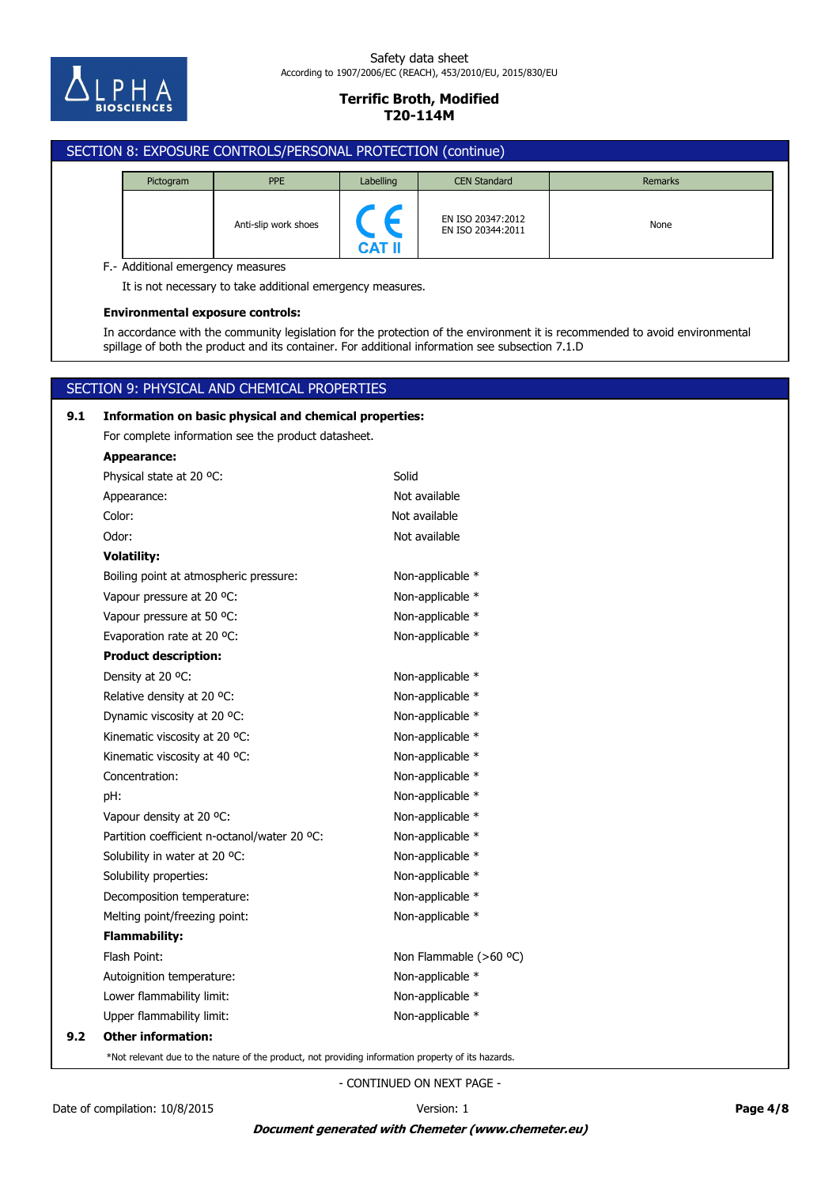## SECTION 8: EXPOSURE CONTROLS/PERSONAL PROTECTION (continue)

| Pictogram | PPE | Labelling | CEN Standard | Remarks |
|---|---|---|---|---|
| | Anti-slip work shoes | CE CAT II | EN ISO 20347:2012 EN ISO 20344:2011 | None |

F.- Additional emergency measures

It is not necessary to take additional emergency measures.

**Environmental exposure controls:**

In accordance with the community legislation for the protection of the environment it is recommended to avoid environmental spillage of both the product and its container. For additional information see subsection 7.1.D

## SECTION 9: PHYSICAL AND CHEMICAL PROPERTIES

**9.1 Information on basic physical and chemical properties:**

For complete information see the product datasheet.

**Appearance:**

| | |
|---|---|
| Physical state at 20 ºC: | Solid |
| Appearance: | Not available |
| Color: | Not available |
| Odor: | Not available |

**Volatility:**

| | |
|---|---|
| Boiling point at atmospheric pressure: | Non-applicable * |
| Vapour pressure at 20 ºC: | Non-applicable * |
| Vapour pressure at 50 ºC: | Non-applicable * |
| Evaporation rate at 20 ºC: | Non-applicable * |

**Product description:**

| | |
|---|---|
| Density at 20 ºC: | Non-applicable * |
| Relative density at 20 ºC: | Non-applicable * |
| Dynamic viscosity at 20 ºC: | Non-applicable * |
| Kinematic viscosity at 20 ºC: | Non-applicable * |
| Kinematic viscosity at 40 ºC: | Non-applicable * |
| Concentration: | Non-applicable * |
| pH: | Non-applicable * |
| Vapour density at 20 ºC: | Non-applicable * |
| Partition coefficient n-octanol/water 20 ºC: | Non-applicable * |
| Solubility in water at 20 ºC: | Non-applicable * |
| Solubility properties: | Non-applicable * |
| Decomposition temperature: | Non-applicable * |
| Melting point/freezing point: | Non-applicable * |

**Flammability:**

| | |
|---|---|
| Flash Point: | Non Flammable (>60 ºC) |
| Autoignition temperature: | Non-applicable * |
| Lower flammability limit: | Non-applicable * |
| Upper flammability limit: | Non-applicable * |

**9.2 Other information:**

*Not relevant due to the nature of the product, not providing information property of its hazards.

- CONTINUED ON NEXT PAGE -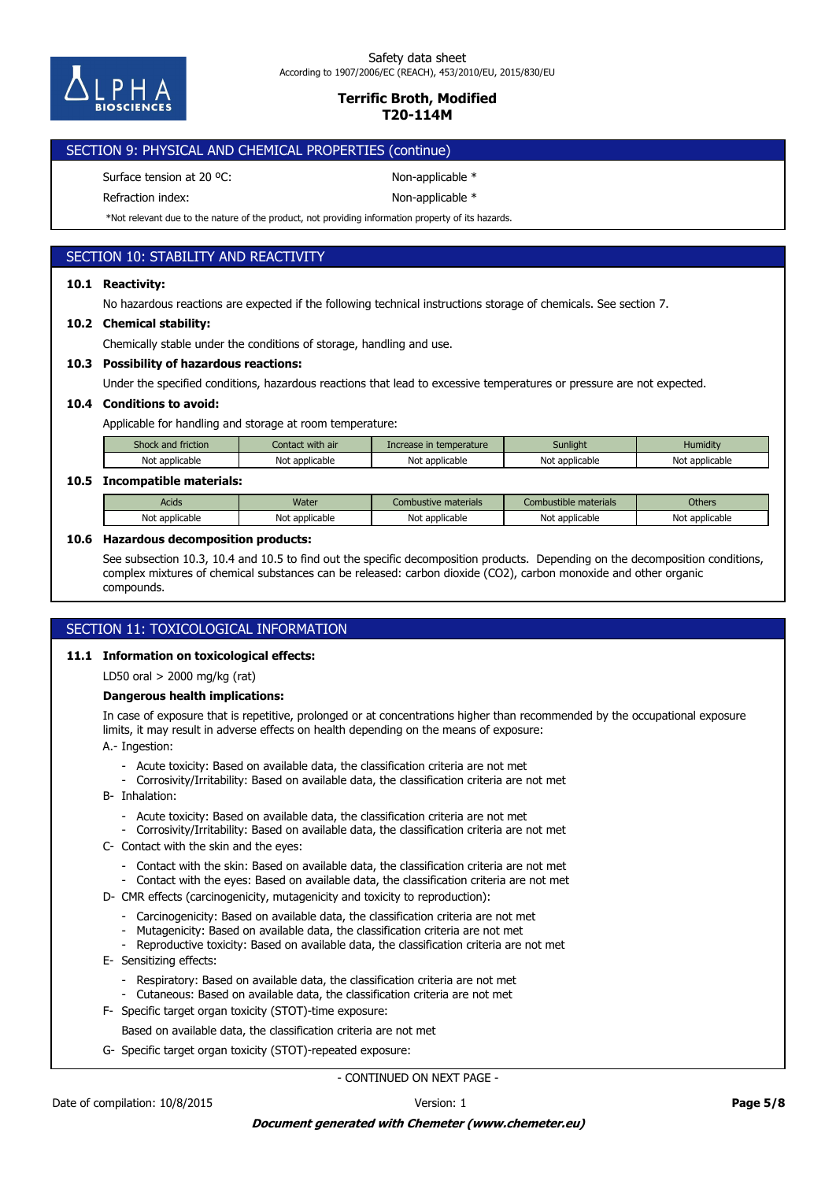## SECTION 9: PHYSICAL AND CHEMICAL PROPERTIES (continue)

Surface tension at 20 ºC: Non-applicable *

Refraction index: Non-applicable *

*Not relevant due to the nature of the product, not providing information property of its hazards.

## SECTION 10: STABILITY AND REACTIVITY

### 10.1 Reactivity:

No hazardous reactions are expected if the following technical instructions storage of chemicals. See section 7.

### 10.2 Chemical stability:

Chemically stable under the conditions of storage, handling and use.

### 10.3 Possibility of hazardous reactions:

Under the specified conditions, hazardous reactions that lead to excessive temperatures or pressure are not expected.

### 10.4 Conditions to avoid:

Applicable for handling and storage at room temperature:

| Shock and friction | Contact with air | Increase in temperature | Sunlight | Humidity |
|---|---|---|---|---|
| Not applicable | Not applicable | Not applicable | Not applicable | Not applicable |

### 10.5 Incompatible materials:

| Acids | Water | Combustive materials | Combustible materials | Others |
|---|---|---|---|---|
| Not applicable | Not applicable | Not applicable | Not applicable | Not applicable |

### 10.6 Hazardous decomposition products:

See subsection 10.3, 10.4 and 10.5 to find out the specific decomposition products. Depending on the decomposition conditions, complex mixtures of chemical substances can be released: carbon dioxide ($CO_2$), carbon monoxide and other organic compounds.

## SECTION 11: TOXICOLOGICAL INFORMATION

### 11.1 Information on toxicological effects:

LD50 oral > 2000 mg/kg (rat)

**Dangerous health implications:**

In case of exposure that is repetitive, prolonged or at concentrations higher than recommended by the occupational exposure limits, it may result in adverse effects on health depending on the means of exposure:

A.- Ingestion:

- Acute toxicity: Based on available data, the classification criteria are not met
- Corrosivity/Irritability: Based on available data, the classification criteria are not met

B- Inhalation:

- Acute toxicity: Based on available data, the classification criteria are not met
- Corrosivity/Irritability: Based on available data, the classification criteria are not met

C- Contact with the skin and the eyes:

- Contact with the skin: Based on available data, the classification criteria are not met
- Contact with the eyes: Based on available data, the classification criteria are not met

D- CMR effects (carcinogenicity, mutagenicity and toxicity to reproduction):

- Carcinogenicity: Based on available data, the classification criteria are not met
- Mutagenicity: Based on available data, the classification criteria are not met
- Reproductive toxicity: Based on available data, the classification criteria are not met

E- Sensitizing effects:

- Respiratory: Based on available data, the classification criteria are not met
- Cutaneous: Based on available data, the classification criteria are not met

F- Specific target organ toxicity (STOT)-time exposure:

Based on available data, the classification criteria are not met

G- Specific target organ toxicity (STOT)-repeated exposure:

- CONTINUED ON NEXT PAGE -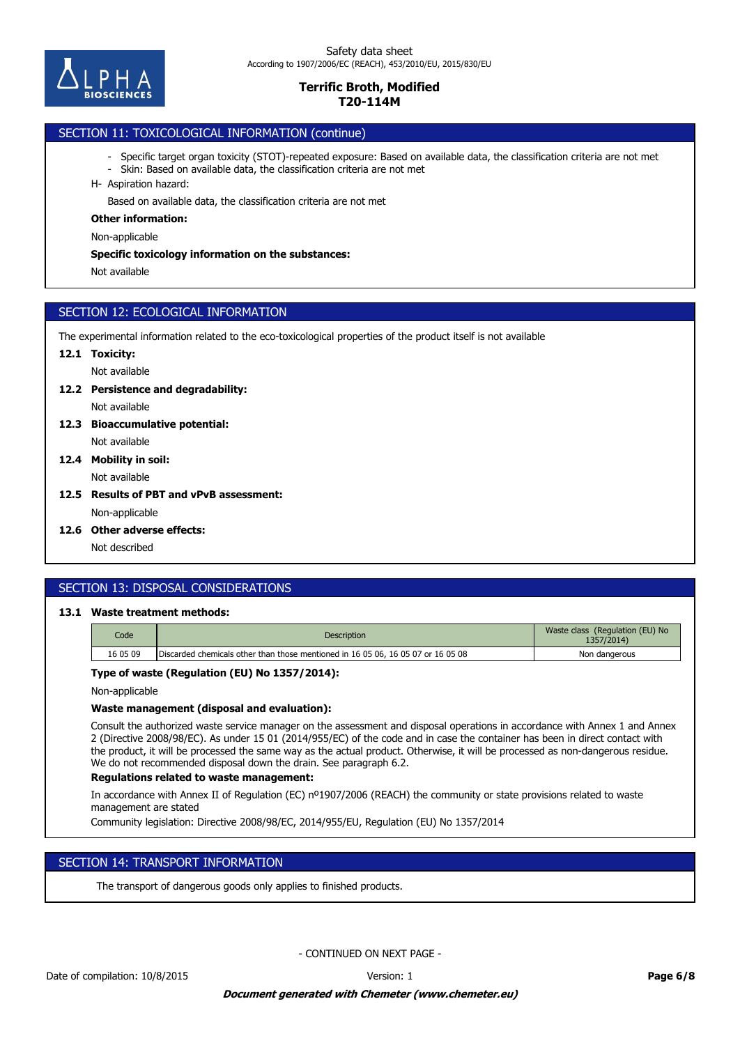## SECTION 11: TOXICOLOGICAL INFORMATION (continue)

- Specific target organ toxicity (STOT)-repeated exposure: Based on available data, the classification criteria are not met
- Skin: Based on available data, the classification criteria are not met

H- Aspiration hazard:

Based on available data, the classification criteria are not met

**Other information:**

Non-applicable

**Specific toxicology information on the substances:**

Not available

## SECTION 12: ECOLOGICAL INFORMATION

The experimental information related to the eco-toxicological properties of the product itself is not available

**12.1 Toxicity:**

Not available

**12.2 Persistence and degradability:**

Not available

**12.3 Bioaccumulative potential:**

Not available

**12.4 Mobility in soil:**

Not available

**12.5 Results of PBT and vPvB assessment:**

Non-applicable

**12.6 Other adverse effects:**

Not described

## SECTION 13: DISPOSAL CONSIDERATIONS

**13.1 Waste treatment methods:**

| Code | Description | Waste class (Regulation (EU) No 1357/2014) |
|---|---|---|
| 16 05 09 | Discarded chemicals other than those mentioned in 16 05 06, 16 05 07 or 16 05 08 | Non dangerous |

**Type of waste (Regulation (EU) No 1357/2014):**

Non-applicable

**Waste management (disposal and evaluation):**

Consult the authorized waste service manager on the assessment and disposal operations in accordance with Annex 1 and Annex 2 (Directive 2008/98/EC). As under 15 01 (2014/955/EC) of the code and in case the container has been in direct contact with the product, it will be processed the same way as the actual product. Otherwise, it will be processed as non-dangerous residue. We do not recommended disposal down the drain. See paragraph 6.2.

**Regulations related to waste management:**

In accordance with Annex II of Regulation (EC) nº1907/2006 (REACH) the community or state provisions related to waste management are stated

Community legislation: Directive 2008/98/EC, 2014/955/EU, Regulation (EU) No 1357/2014

## SECTION 14: TRANSPORT INFORMATION

The transport of dangerous goods only applies to finished products.

- CONTINUED ON NEXT PAGE -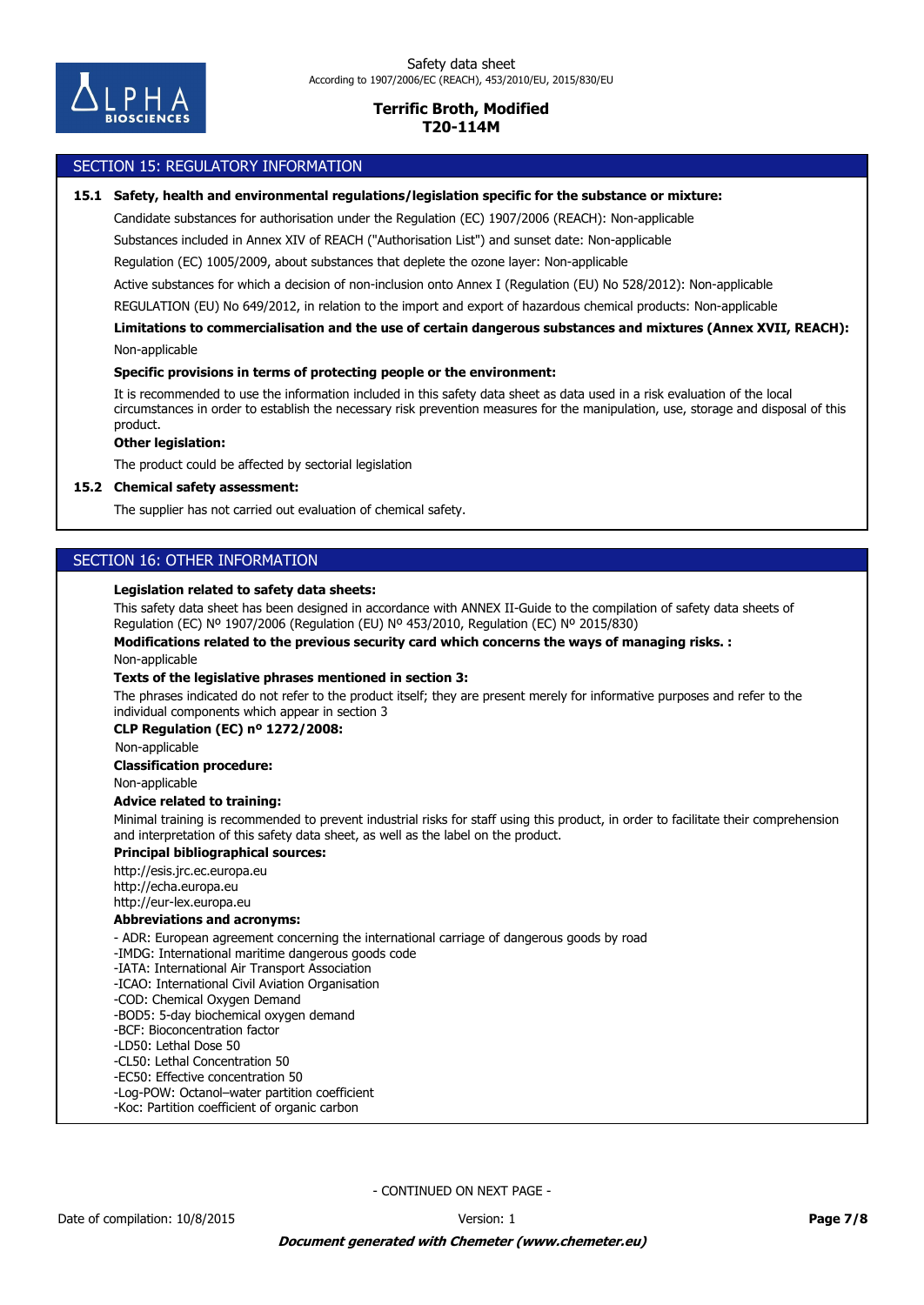## SECTION 15: REGULATORY INFORMATION

**15.1 Safety, health and environmental regulations/legislation specific for the substance or mixture:**

Candidate substances for authorisation under the Regulation (EC) 1907/2006 (REACH): Non-applicable

Substances included in Annex XIV of REACH ("Authorisation List") and sunset date: Non-applicable

Regulation (EC) 1005/2009, about substances that deplete the ozone layer: Non-applicable

Active substances for which a decision of non-inclusion onto Annex I (Regulation (EU) No 528/2012): Non-applicable

REGULATION (EU) No 649/2012, in relation to the import and export of hazardous chemical products: Non-applicable

**Limitations to commercialisation and the use of certain dangerous substances and mixtures (Annex XVII, REACH):**

Non-applicable

**Specific provisions in terms of protecting people or the environment:**

It is recommended to use the information included in this safety data sheet as data used in a risk evaluation of the local circumstances in order to establish the necessary risk prevention measures for the manipulation, use, storage and disposal of this product.

**Other legislation:**

The product could be affected by sectorial legislation

**15.2 Chemical safety assessment:**

The supplier has not carried out evaluation of chemical safety.

## SECTION 16: OTHER INFORMATION

**Legislation related to safety data sheets:**

This safety data sheet has been designed in accordance with ANNEX II-Guide to the compilation of safety data sheets of Regulation (EC) Nº 1907/2006 (Regulation (EU) Nº 453/2010, Regulation (EC) Nº 2015/830)

**Modifications related to the previous security card which concerns the ways of managing risks. :**

Non-applicable

**Texts of the legislative phrases mentioned in section 3:**

The phrases indicated do not refer to the product itself; they are present merely for informative purposes and refer to the individual components which appear in section 3

**CLP Regulation (EC) nº 1272/2008:**

Non-applicable

**Classification procedure:**

Non-applicable

**Advice related to training:**

Minimal training is recommended to prevent industrial risks for staff using this product, in order to facilitate their comprehension and interpretation of this safety data sheet, as well as the label on the product.

**Principal bibliographical sources:**

http://esis.jrc.ec.europa.eu
http://echa.europa.eu
http://eur-lex.europa.eu

**Abbreviations and acronyms:**

- ADR: European agreement concerning the international carriage of dangerous goods by road
-IMDG: International maritime dangerous goods code
-IATA: International Air Transport Association
-ICAO: International Civil Aviation Organisation
-COD: Chemical Oxygen Demand
-BOD5: 5-day biochemical oxygen demand
-BCF: Bioconcentration factor
-LD50: Lethal Dose 50
-CL50: Lethal Concentration 50
-EC50: Effective concentration 50
-Log-POW: Octanol–water partition coefficient
-Koc: Partition coefficient of organic carbon

- CONTINUED ON NEXT PAGE -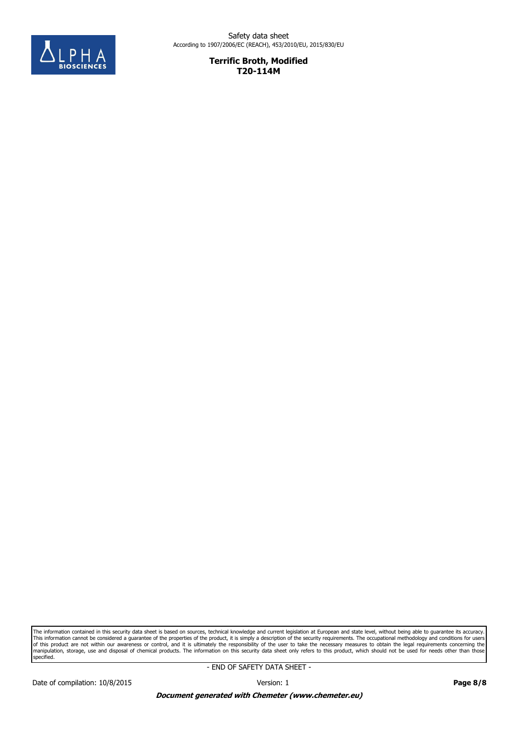The information contained in this security data sheet is based on sources, technical knowledge and current legislation at European and state level, without being able to guarantee its accuracy. This information cannot be considered a guarantee of the properties of the product, it is simply a description of the security requirements. The occupational methodology and conditions for users of this product are not within our awareness or control, and it is ultimately the responsibility of the user to take the necessary measures to obtain the legal requirements concerning the manipulation, storage, use and disposal of chemical products. The information on this security data sheet only refers to this product, which should not be used for needs other than those specified.

- END OF SAFETY DATA SHEET -